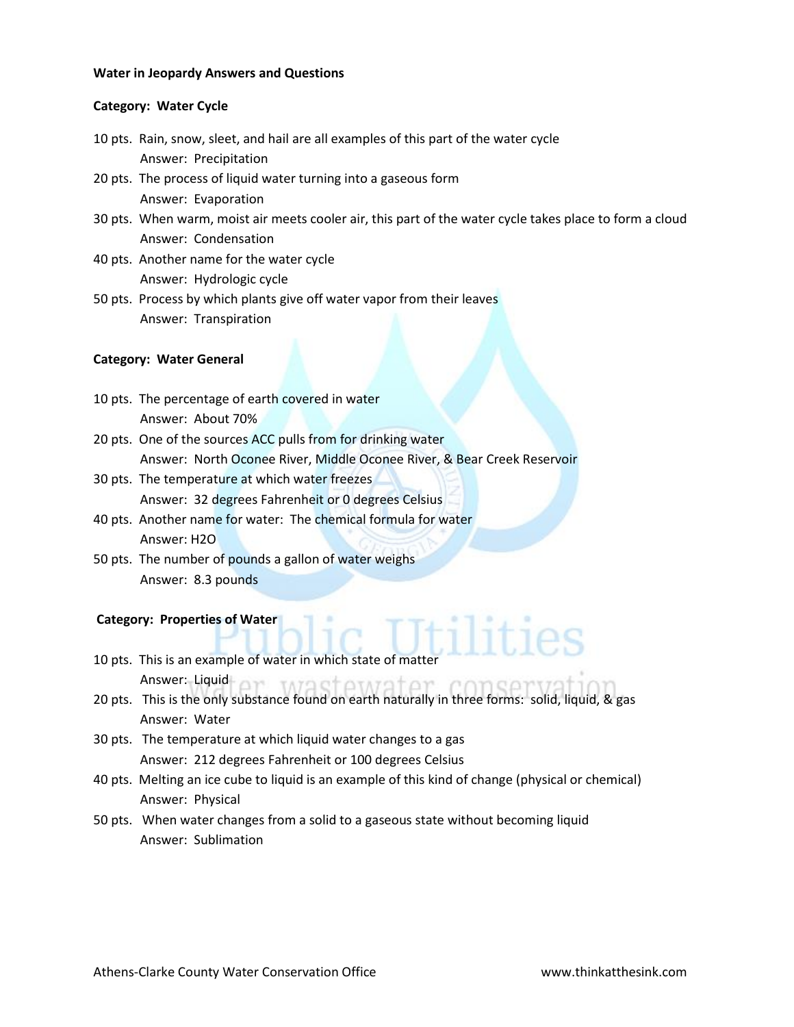**Water in Jeopardy Answers and Questions**

**Category: Water Cycle**

10 pts. Rain, snow, sleet, and hail are all examples of this part of the water cycle
Answer: Precipitation

20 pts. The process of liquid water turning into a gaseous form
Answer: Evaporation

30 pts. When warm, moist air meets cooler air, this part of the water cycle takes place to form a cloud
Answer: Condensation

40 pts. Another name for the water cycle
Answer: Hydrologic cycle

50 pts. Process by which plants give off water vapor from their leaves
Answer: Transpiration

**Category: Water General**

10 pts. The percentage of earth covered in water
Answer: About 70%

20 pts. One of the sources ACC pulls from for drinking water
Answer: North Oconee River, Middle Oconee River, & Bear Creek Reservoir

30 pts. The temperature at which water freezes
Answer: 32 degrees Fahrenheit or 0 degrees Celsius

40 pts. Another name for water: The chemical formula for water
Answer: $H_2O$

50 pts. The number of pounds a gallon of water weighs
Answer: 8.3 pounds

**Category: Properties of Water**

10 pts. This is an example of water in which state of matter
Answer: Liquid

20 pts. This is the only substance found on earth naturally in three forms: solid, liquid, & gas
Answer: Water

30 pts. The temperature at which liquid water changes to a gas
Answer: 212 degrees Fahrenheit or 100 degrees Celsius

40 pts. Melting an ice cube to liquid is an example of this kind of change (physical or chemical)
Answer: Physical

50 pts. When water changes from a solid to a gaseous state without becoming liquid
Answer: Sublimation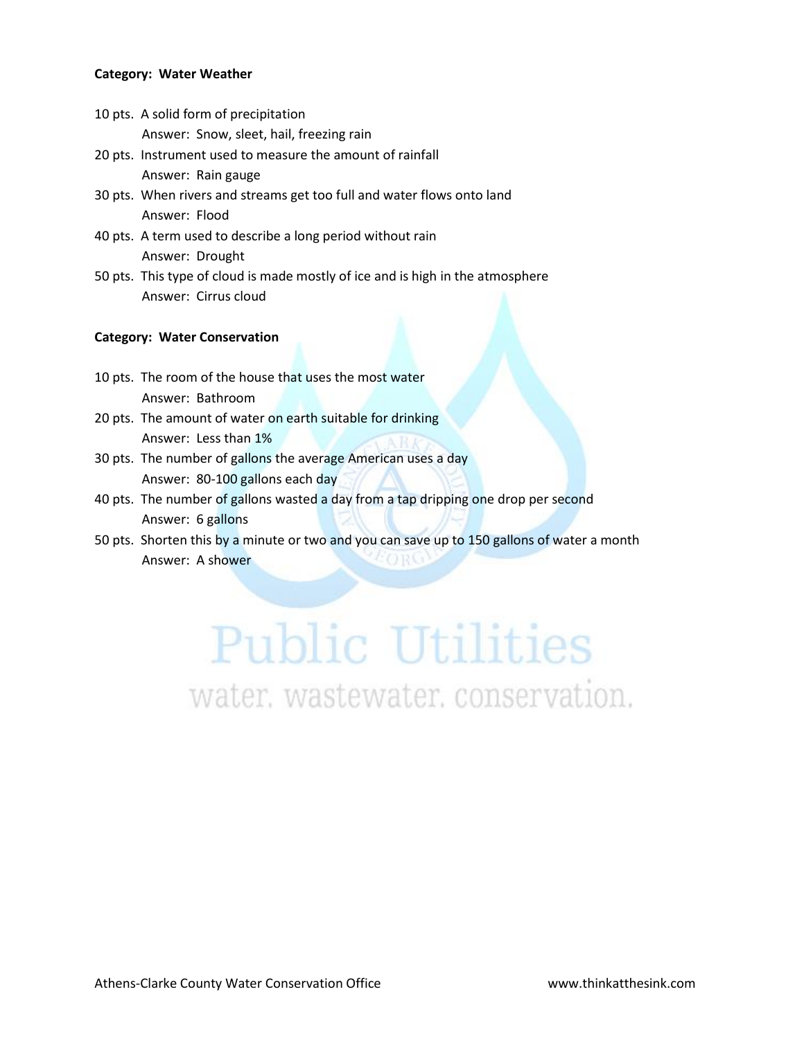**Category: Water Weather**

10 pts. A solid form of precipitation
  Answer: Snow, sleet, hail, freezing rain

20 pts. Instrument used to measure the amount of rainfall
  Answer: Rain gauge

30 pts. When rivers and streams get too full and water flows onto land
  Answer: Flood

40 pts. A term used to describe a long period without rain
  Answer: Drought

50 pts. This type of cloud is made mostly of ice and is high in the atmosphere
  Answer: Cirrus cloud

**Category: Water Conservation**

10 pts. The room of the house that uses the most water
  Answer: Bathroom

20 pts. The amount of water on earth suitable for drinking
  Answer: Less than 1%

30 pts. The number of gallons the average American uses a day
  Answer: 80-100 gallons each day

40 pts. The number of gallons wasted a day from a tap dripping one drop per second
  Answer: 6 gallons

50 pts. Shorten this by a minute or two and you can save up to 150 gallons of water a month
  Answer: A shower

Public Utilities
water. wastewater. conservation.

Athens-Clarke County Water Conservation Office www.thinkatthesink.com